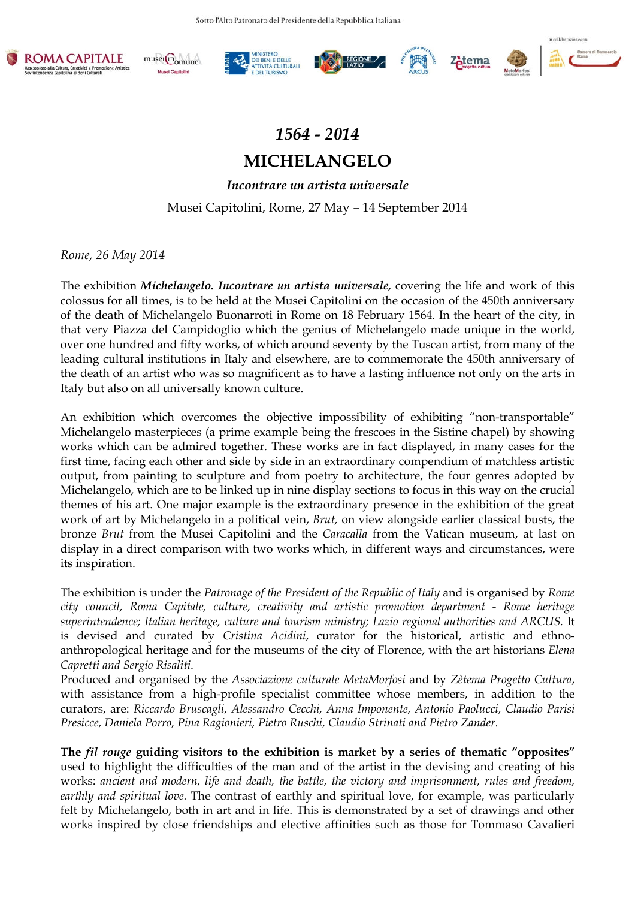Sotto l'Alto Patronato del Presidente della Repubblica Italiana

# *1564 - 2014*

# MICHELANGELO

### *Incontrare un artista universale*

Musei Capitolini, Rome, 27 May – 14 September 2014

*Rome, 26 May 2014*

The exhibition ***Michelangelo. Incontrare un artista universale***, covering the life and work of this colossus for all times, is to be held at the Musei Capitolini on the occasion of the 450th anniversary of the death of Michelangelo Buonarroti in Rome on 18 February 1564. In the heart of the city, in that very Piazza del Campidoglio which the genius of Michelangelo made unique in the world, over one hundred and fifty works, of which around seventy by the Tuscan artist, from many of the leading cultural institutions in Italy and elsewhere, are to commemorate the 450th anniversary of the death of an artist who was so magnificent as to have a lasting influence not only on the arts in Italy but also on all universally known culture.

An exhibition which overcomes the objective impossibility of exhibiting "non-transportable" Michelangelo masterpieces (a prime example being the frescoes in the Sistine chapel) by showing works which can be admired together. These works are in fact displayed, in many cases for the first time, facing each other and side by side in an extraordinary compendium of matchless artistic output, from painting to sculpture and from poetry to architecture, the four genres adopted by Michelangelo, which are to be linked up in nine display sections to focus in this way on the crucial themes of his art. One major example is the extraordinary presence in the exhibition of the great work of art by Michelangelo in a political vein, *Brut,* on view alongside earlier classical busts, the bronze *Brut* from the Musei Capitolini and the *Caracalla* from the Vatican museum, at last on display in a direct comparison with two works which, in different ways and circumstances, were its inspiration.

The exhibition is under the *Patronage of the President of the Republic of Italy* and is organised by *Rome city council, Roma Capitale, culture, creativity and artistic promotion department - Rome heritage superintendence; Italian heritage, culture and tourism ministry; Lazio regional authorities and ARCUS.* It is devised and curated by *Cristina Acidini*, curator for the historical, artistic and ethno-anthropological heritage and for the museums of the city of Florence, with the art historians *Elena Capretti and Sergio Risaliti.*
Produced and organised by the *Associazione culturale MetaMorfosi* and by *Zètema Progetto Cultura*, with assistance from a high-profile specialist committee whose members, in addition to the curators, are: *Riccardo Bruscagli, Alessandro Cecchi, Anna Imponente, Antonio Paolucci, Claudio Parisi Presicce, Daniela Porro, Pina Ragionieri, Pietro Ruschi, Claudio Strinati and Pietro Zander.*

**The *fil rouge* guiding visitors to the exhibition is market by a series of thematic "opposites"** used to highlight the difficulties of the man and of the artist in the devising and creating of his works: *ancient and modern, life and death, the battle, the victory and imprisonment, rules and freedom, earthly and spiritual love.* The contrast of earthly and spiritual love, for example, was particularly felt by Michelangelo, both in art and in life. This is demonstrated by a set of drawings and other works inspired by close friendships and elective affinities such as those for Tommaso Cavalieri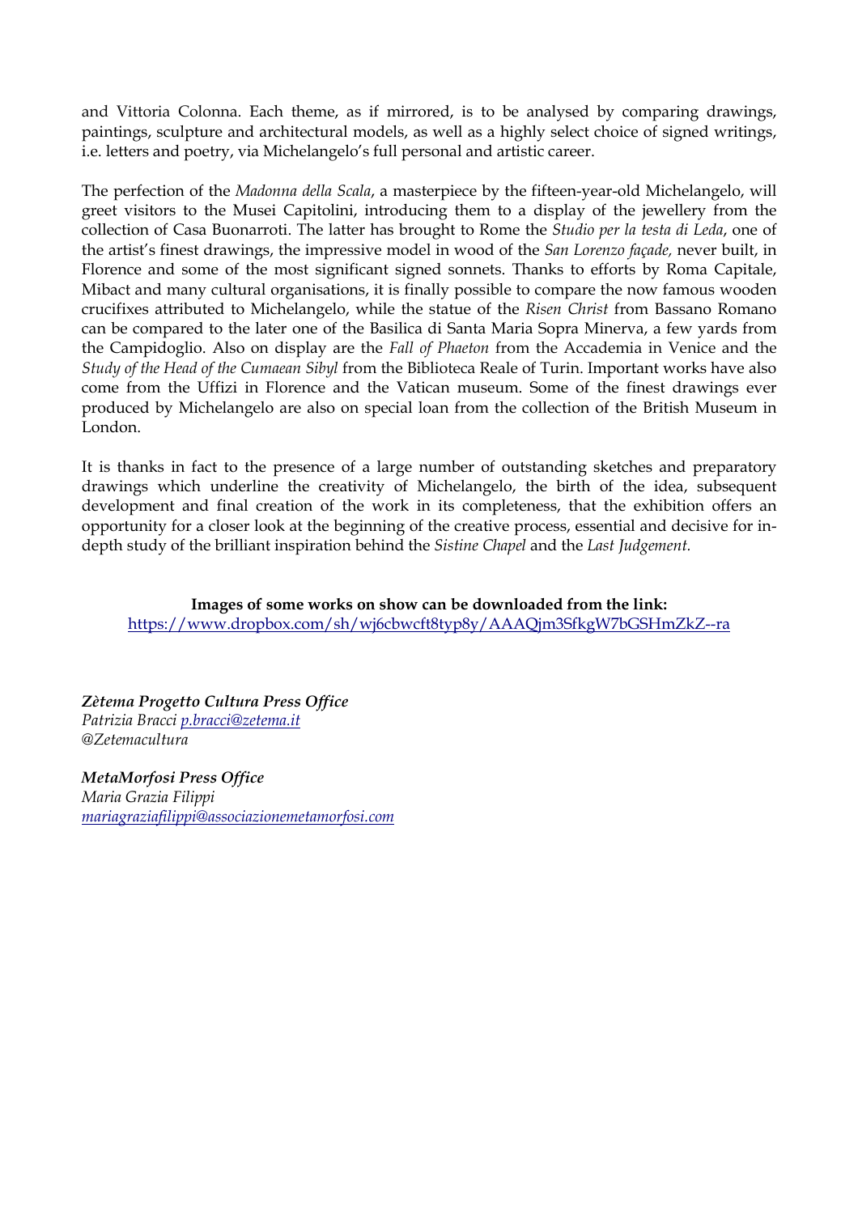and Vittoria Colonna. Each theme, as if mirrored, is to be analysed by comparing drawings, paintings, sculpture and architectural models, as well as a highly select choice of signed writings, i.e. letters and poetry, via Michelangelo's full personal and artistic career.

The perfection of the *Madonna della Scala*, a masterpiece by the fifteen-year-old Michelangelo, will greet visitors to the Musei Capitolini, introducing them to a display of the jewellery from the collection of Casa Buonarroti. The latter has brought to Rome the *Studio per la testa di Leda*, one of the artist's finest drawings, the impressive model in wood of the *San Lorenzo façade,* never built, in Florence and some of the most significant signed sonnets. Thanks to efforts by Roma Capitale, Mibact and many cultural organisations, it is finally possible to compare the now famous wooden crucifixes attributed to Michelangelo, while the statue of the *Risen Christ* from Bassano Romano can be compared to the later one of the Basilica di Santa Maria Sopra Minerva, a few yards from the Campidoglio. Also on display are the *Fall of Phaeton* from the Accademia in Venice and the *Study of the Head of the Cumaean Sibyl* from the Biblioteca Reale of Turin. Important works have also come from the Uffizi in Florence and the Vatican museum. Some of the finest drawings ever produced by Michelangelo are also on special loan from the collection of the British Museum in London.

It is thanks in fact to the presence of a large number of outstanding sketches and preparatory drawings which underline the creativity of Michelangelo, the birth of the idea, subsequent development and final creation of the work in its completeness, that the exhibition offers an opportunity for a closer look at the beginning of the creative process, essential and decisive for in-depth study of the brilliant inspiration behind the *Sistine Chapel* and the *Last Judgement.*

**Images of some works on show can be downloaded from the link:**
https://www.dropbox.com/sh/wj6cbwcft8typ8y/AAAQjm3SfkgW7bGSHmZkZ--ra

***Zètema Progetto Cultura Press Office***
*Patrizia Bracci p.bracci@zetema.it*
*@Zetemacultura*

***MetaMorfosi Press Office***
*Maria Grazia Filippi*
*mariagraziafilippi@associazionemetamorfosi.com*